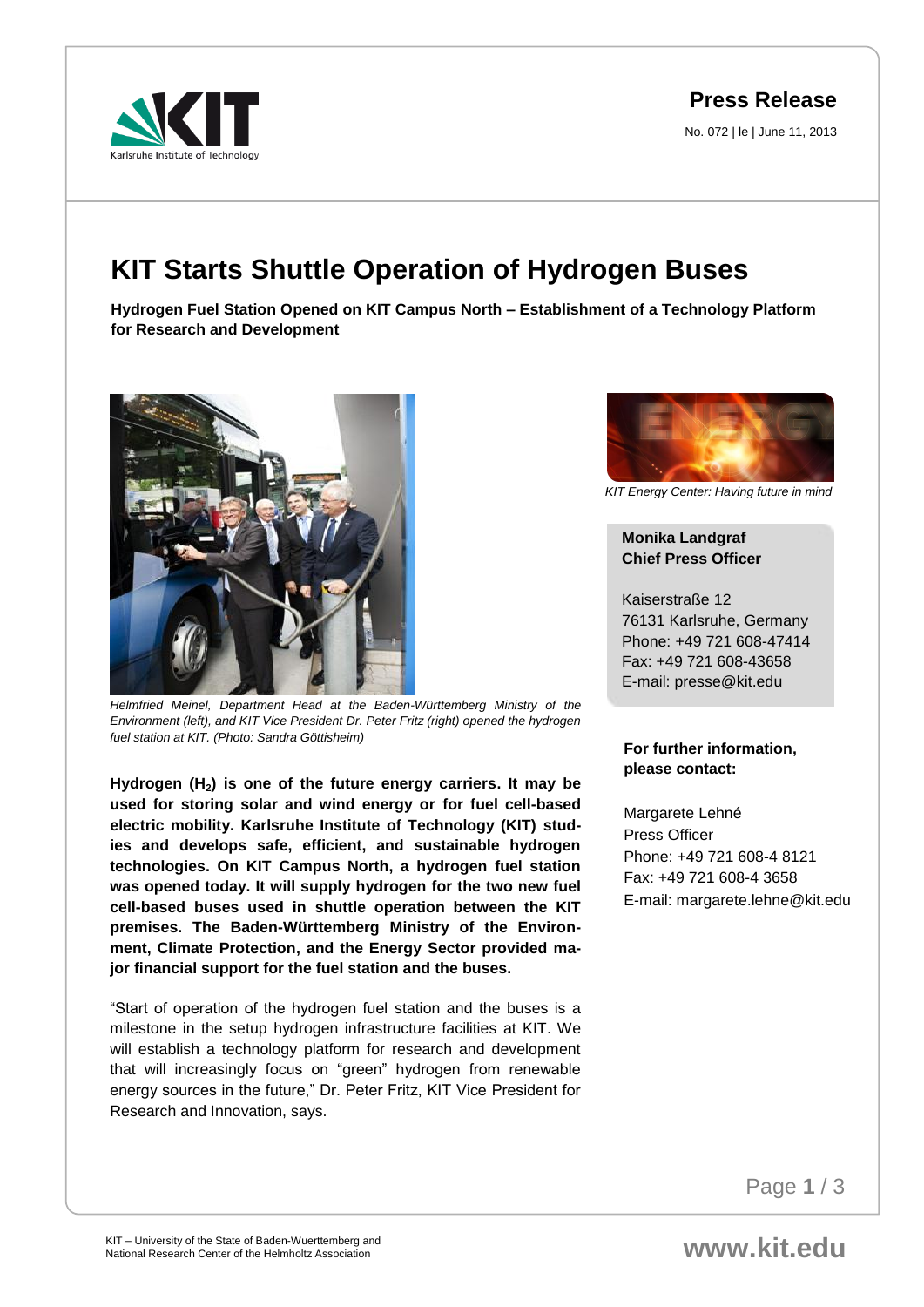**Press Release**

No. 072 | le | June 11, 2013

# KIT Starts Shuttle Operation of Hydrogen Buses

**Hydrogen Fuel Station Opened on KIT Campus North – Establishment of a Technology Platform for Research and Development**

*Helmfried Meinel, Department Head at the Baden-Württemberg Ministry of the Environment (left), and KIT Vice President Dr. Peter Fritz (right) opened the hydrogen fuel station at KIT. (Photo: Sandra Göttisheim)*

**Hydrogen ($H_2$) is one of the future energy carriers. It may be used for storing solar and wind energy or for fuel cell-based electric mobility. Karlsruhe Institute of Technology (KIT) studies and develops safe, efficient, and sustainable hydrogen technologies. On KIT Campus North, a hydrogen fuel station was opened today. It will supply hydrogen for the two new fuel cell-based buses used in shuttle operation between the KIT premises. The Baden-Württemberg Ministry of the Environment, Climate Protection, and the Energy Sector provided major financial support for the fuel station and the buses.**

"Start of operation of the hydrogen fuel station and the buses is a milestone in the setup hydrogen infrastructure facilities at KIT. We will establish a technology platform for research and development that will increasingly focus on "green" hydrogen from renewable energy sources in the future," Dr. Peter Fritz, KIT Vice President for Research and Innovation, says.

*KIT Energy Center: Having future in mind*

**Monika Landgraf**
**Chief Press Officer**

Kaiserstraße 12
76131 Karlsruhe, Germany
Phone: +49 721 608-47414
Fax: +49 721 608-43658
E-mail: presse@kit.edu

**For further information, please contact:**

Margarete Lehné
Press Officer
Phone: +49 721 608-4 8121
Fax: +49 721 608-4 3658
E-mail: margarete.lehne@kit.edu

KIT – University of the State of Baden-Wuerttemberg and National Research Center of the Helmholtz Association

www.kit.edu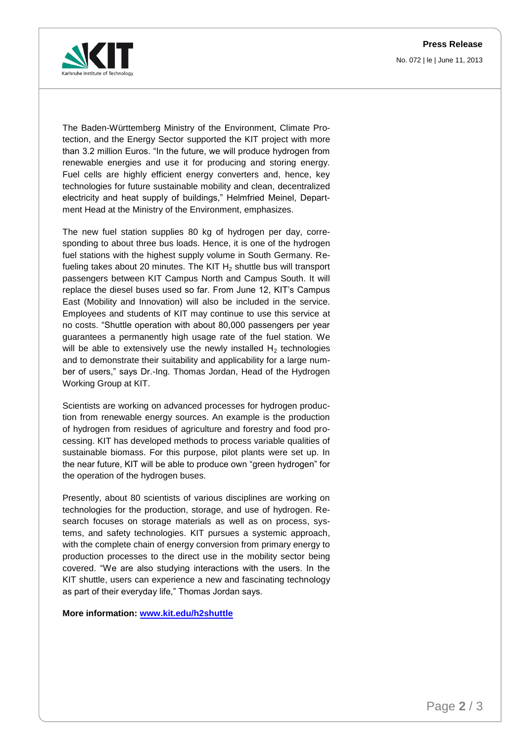The Baden-Württemberg Ministry of the Environment, Climate Protection, and the Energy Sector supported the KIT project with more than 3.2 million Euros. “In the future, we will produce hydrogen from renewable energies and use it for producing and storing energy. Fuel cells are highly efficient energy converters and, hence, key technologies for future sustainable mobility and clean, decentralized electricity and heat supply of buildings,” Helmfried Meinel, Department Head at the Ministry of the Environment, emphasizes.

The new fuel station supplies 80 kg of hydrogen per day, corresponding to about three bus loads. Hence, it is one of the hydrogen fuel stations with the highest supply volume in South Germany. Refueling takes about 20 minutes. The KIT $H_2$ shuttle bus will transport passengers between KIT Campus North and Campus South. It will replace the diesel buses used so far. From June 12, KIT’s Campus East (Mobility and Innovation) will also be included in the service. Employees and students of KIT may continue to use this service at no costs. “Shuttle operation with about 80,000 passengers per year guarantees a permanently high usage rate of the fuel station. We will be able to extensively use the newly installed $H_2$ technologies and to demonstrate their suitability and applicability for a large number of users,” says Dr.-Ing. Thomas Jordan, Head of the Hydrogen Working Group at KIT.

Scientists are working on advanced processes for hydrogen production from renewable energy sources. An example is the production of hydrogen from residues of agriculture and forestry and food processing. KIT has developed methods to process variable qualities of sustainable biomass. For this purpose, pilot plants were set up. In the near future, KIT will be able to produce own “green hydrogen” for the operation of the hydrogen buses.

Presently, about 80 scientists of various disciplines are working on technologies for the production, storage, and use of hydrogen. Research focuses on storage materials as well as on process, systems, and safety technologies. KIT pursues a systemic approach, with the complete chain of energy conversion from primary energy to production processes to the direct use in the mobility sector being covered. “We are also studying interactions with the users. In the KIT shuttle, users can experience a new and fascinating technology as part of their everyday life,” Thomas Jordan says.

**More information: [www.kit.edu/h2shuttle](www.kit.edu/h2shuttle)**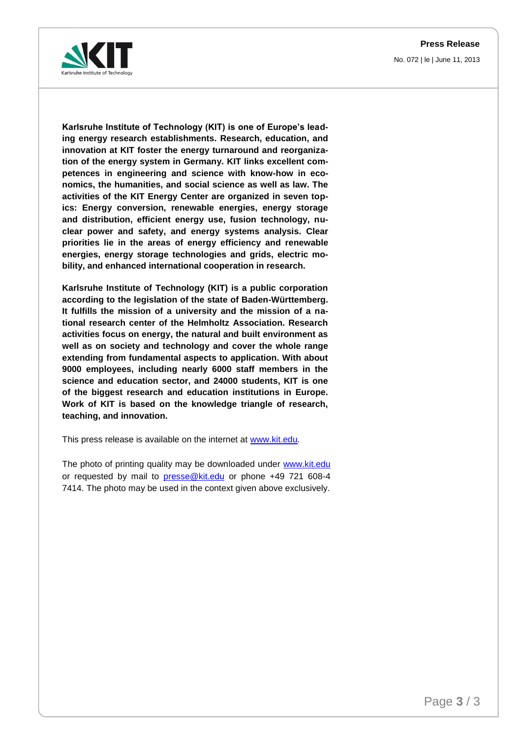**Karlsruhe Institute of Technology (KIT) is one of Europe's leading energy research establishments. Research, education, and innovation at KIT foster the energy turnaround and reorganization of the energy system in Germany. KIT links excellent competences in engineering and science with know-how in economics, the humanities, and social science as well as law. The activities of the KIT Energy Center are organized in seven topics: Energy conversion, renewable energies, energy storage and distribution, efficient energy use, fusion technology, nuclear power and safety, and energy systems analysis. Clear priorities lie in the areas of energy efficiency and renewable energies, energy storage technologies and grids, electric mobility, and enhanced international cooperation in research.**

**Karlsruhe Institute of Technology (KIT) is a public corporation according to the legislation of the state of Baden-Württemberg. It fulfills the mission of a university and the mission of a national research center of the Helmholtz Association. Research activities focus on energy, the natural and built environment as well as on society and technology and cover the whole range extending from fundamental aspects to application. With about 9000 employees, including nearly 6000 staff members in the science and education sector, and 24000 students, KIT is one of the biggest research and education institutions in Europe. Work of KIT is based on the knowledge triangle of research, teaching, and innovation.**

This press release is available on the internet at www.kit.edu.

The photo of printing quality may be downloaded under www.kit.edu or requested by mail to presse@kit.edu or phone +49 721 608-4 7414. The photo may be used in the context given above exclusively.